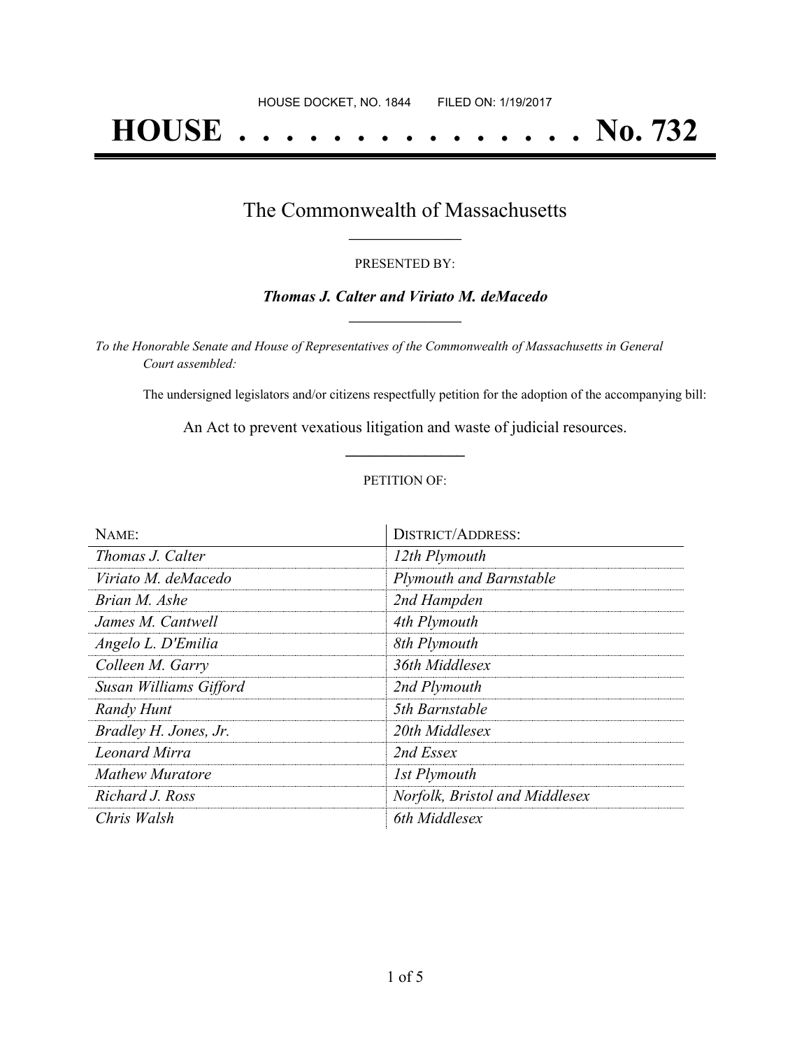HOUSE DOCKET, NO. 1844        FILED ON: 1/19/2017

# HOUSE . . . . . . . . . . . . . . . No. 732

## The Commonwealth of Massachusetts

PRESENTED BY:

***Thomas J. Calter and Viriato M. deMacedo***

*To the Honorable Senate and House of Representatives of the Commonwealth of Massachusetts in General Court assembled:*

The undersigned legislators and/or citizens respectfully petition for the adoption of the accompanying bill:

An Act to prevent vexatious litigation and waste of judicial resources.

PETITION OF:

| NAME: | DISTRICT/ADDRESS: |
| --- | --- |
| *Thomas J. Calter* | *12th Plymouth* |
| *Viriato M. deMacedo* | *Plymouth and Barnstable* |
| *Brian M. Ashe* | *2nd Hampden* |
| *James M. Cantwell* | *4th Plymouth* |
| *Angelo L. D'Emilia* | *8th Plymouth* |
| *Colleen M. Garry* | *36th Middlesex* |
| *Susan Williams Gifford* | *2nd Plymouth* |
| *Randy Hunt* | *5th Barnstable* |
| *Bradley H. Jones, Jr.* | *20th Middlesex* |
| *Leonard Mirra* | *2nd Essex* |
| *Mathew Muratore* | *1st Plymouth* |
| *Richard J. Ross* | *Norfolk, Bristol and Middlesex* |
| *Chris Walsh* | *6th Middlesex* |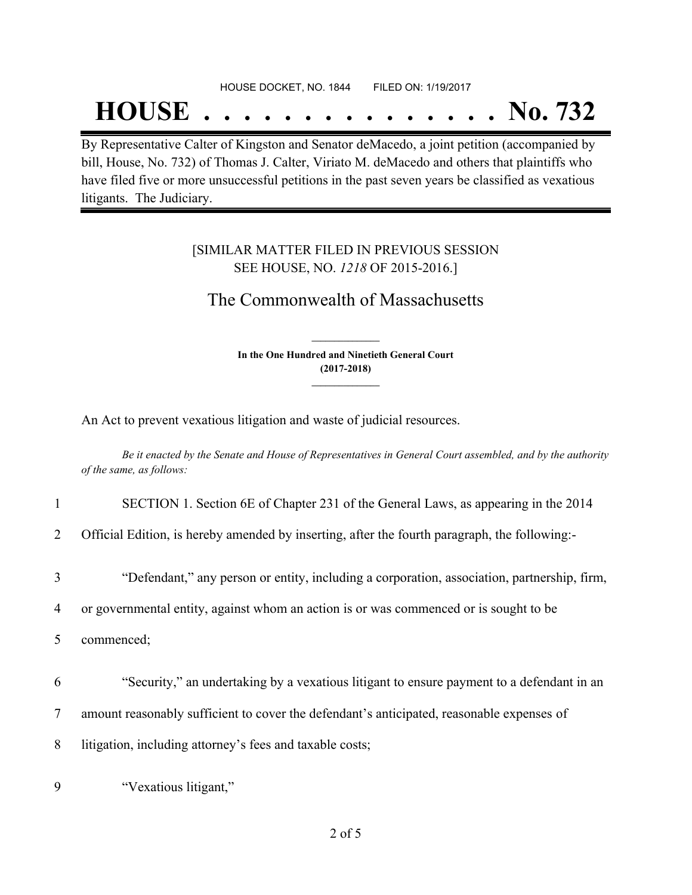HOUSE DOCKET, NO. 1844        FILED ON: 1/19/2017

# HOUSE . . . . . . . . . . . . . . . No. 732

By Representative Calter of Kingston and Senator deMacedo, a joint petition (accompanied by bill, House, No. 732) of Thomas J. Calter, Viriato M. deMacedo and others that plaintiffs who have filed five or more unsuccessful petitions in the past seven years be classified as vexatious litigants. The Judiciary.

[SIMILAR MATTER FILED IN PREVIOUS SESSION SEE HOUSE, NO. *1218* OF 2015-2016.]

## The Commonwealth of Massachusetts

**In the One Hundred and Ninetieth General Court (2017-2018)**

An Act to prevent vexatious litigation and waste of judicial resources.

*Be it enacted by the Senate and House of Representatives in General Court assembled, and by the authority of the same, as follows:*

1 SECTION 1. Section 6E of Chapter 231 of the General Laws, as appearing in the 2014
2 Official Edition, is hereby amended by inserting, after the fourth paragraph, the following:-

3 "Defendant," any person or entity, including a corporation, association, partnership, firm,
4 or governmental entity, against whom an action is or was commenced or is sought to be
5 commenced;

6 "Security," an undertaking by a vexatious litigant to ensure payment to a defendant in an
7 amount reasonably sufficient to cover the defendant's anticipated, reasonable expenses of
8 litigation, including attorney's fees and taxable costs;

9 "Vexatious litigant,"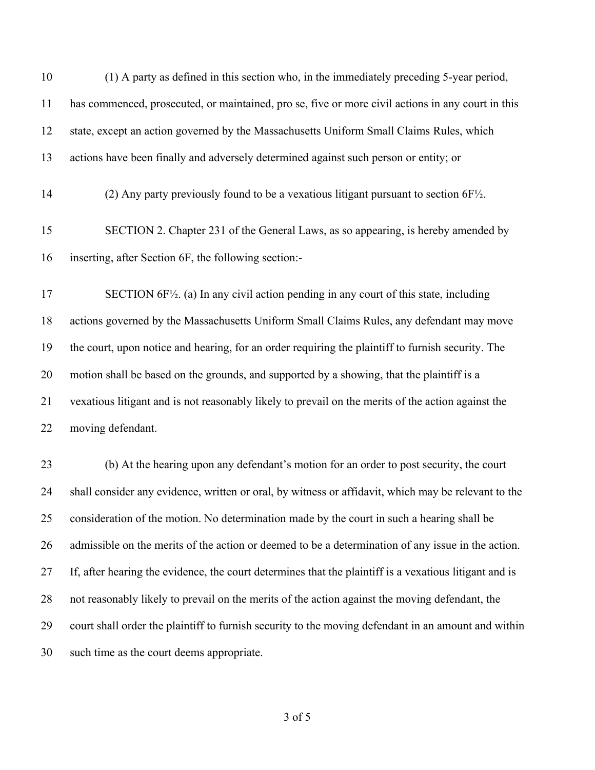(1) A party as defined in this section who, in the immediately preceding 5-year period, has commenced, prosecuted, or maintained, pro se, five or more civil actions in any court in this state, except an action governed by the Massachusetts Uniform Small Claims Rules, which actions have been finally and adversely determined against such person or entity; or

(2) Any party previously found to be a vexatious litigant pursuant to section 6F½.

SECTION 2. Chapter 231 of the General Laws, as so appearing, is hereby amended by inserting, after Section 6F, the following section:-

SECTION 6F½. (a) In any civil action pending in any court of this state, including actions governed by the Massachusetts Uniform Small Claims Rules, any defendant may move the court, upon notice and hearing, for an order requiring the plaintiff to furnish security. The motion shall be based on the grounds, and supported by a showing, that the plaintiff is a vexatious litigant and is not reasonably likely to prevail on the merits of the action against the moving defendant.

(b) At the hearing upon any defendant's motion for an order to post security, the court shall consider any evidence, written or oral, by witness or affidavit, which may be relevant to the consideration of the motion. No determination made by the court in such a hearing shall be admissible on the merits of the action or deemed to be a determination of any issue in the action. If, after hearing the evidence, the court determines that the plaintiff is a vexatious litigant and is not reasonably likely to prevail on the merits of the action against the moving defendant, the court shall order the plaintiff to furnish security to the moving defendant in an amount and within such time as the court deems appropriate.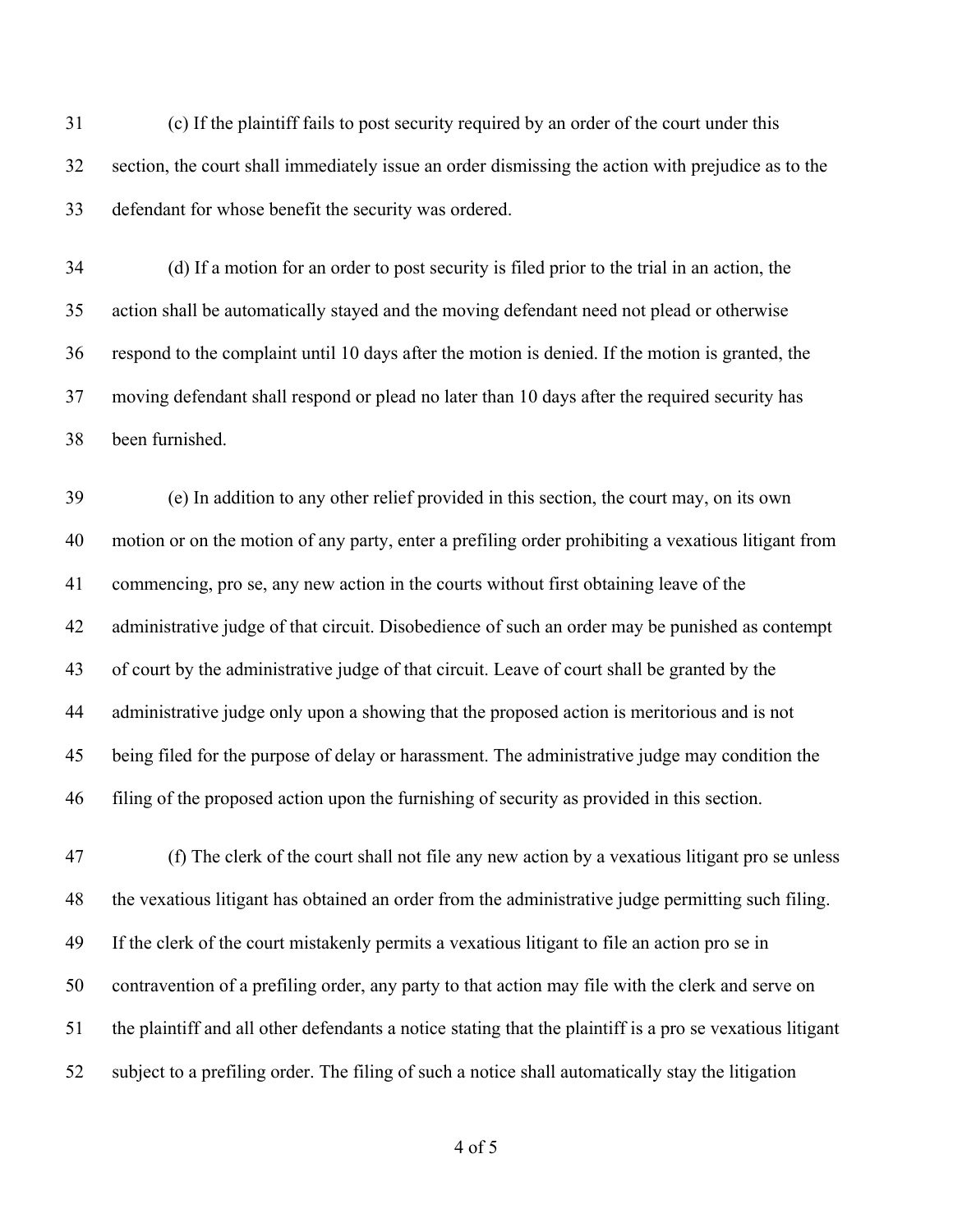(c) If the plaintiff fails to post security required by an order of the court under this section, the court shall immediately issue an order dismissing the action with prejudice as to the defendant for whose benefit the security was ordered.

(d) If a motion for an order to post security is filed prior to the trial in an action, the action shall be automatically stayed and the moving defendant need not plead or otherwise respond to the complaint until 10 days after the motion is denied. If the motion is granted, the moving defendant shall respond or plead no later than 10 days after the required security has been furnished.

(e) In addition to any other relief provided in this section, the court may, on its own motion or on the motion of any party, enter a prefiling order prohibiting a vexatious litigant from commencing, pro se, any new action in the courts without first obtaining leave of the administrative judge of that circuit. Disobedience of such an order may be punished as contempt of court by the administrative judge of that circuit. Leave of court shall be granted by the administrative judge only upon a showing that the proposed action is meritorious and is not being filed for the purpose of delay or harassment. The administrative judge may condition the filing of the proposed action upon the furnishing of security as provided in this section.

(f) The clerk of the court shall not file any new action by a vexatious litigant pro se unless the vexatious litigant has obtained an order from the administrative judge permitting such filing. If the clerk of the court mistakenly permits a vexatious litigant to file an action pro se in contravention of a prefiling order, any party to that action may file with the clerk and serve on the plaintiff and all other defendants a notice stating that the plaintiff is a pro se vexatious litigant subject to a prefiling order. The filing of such a notice shall automatically stay the litigation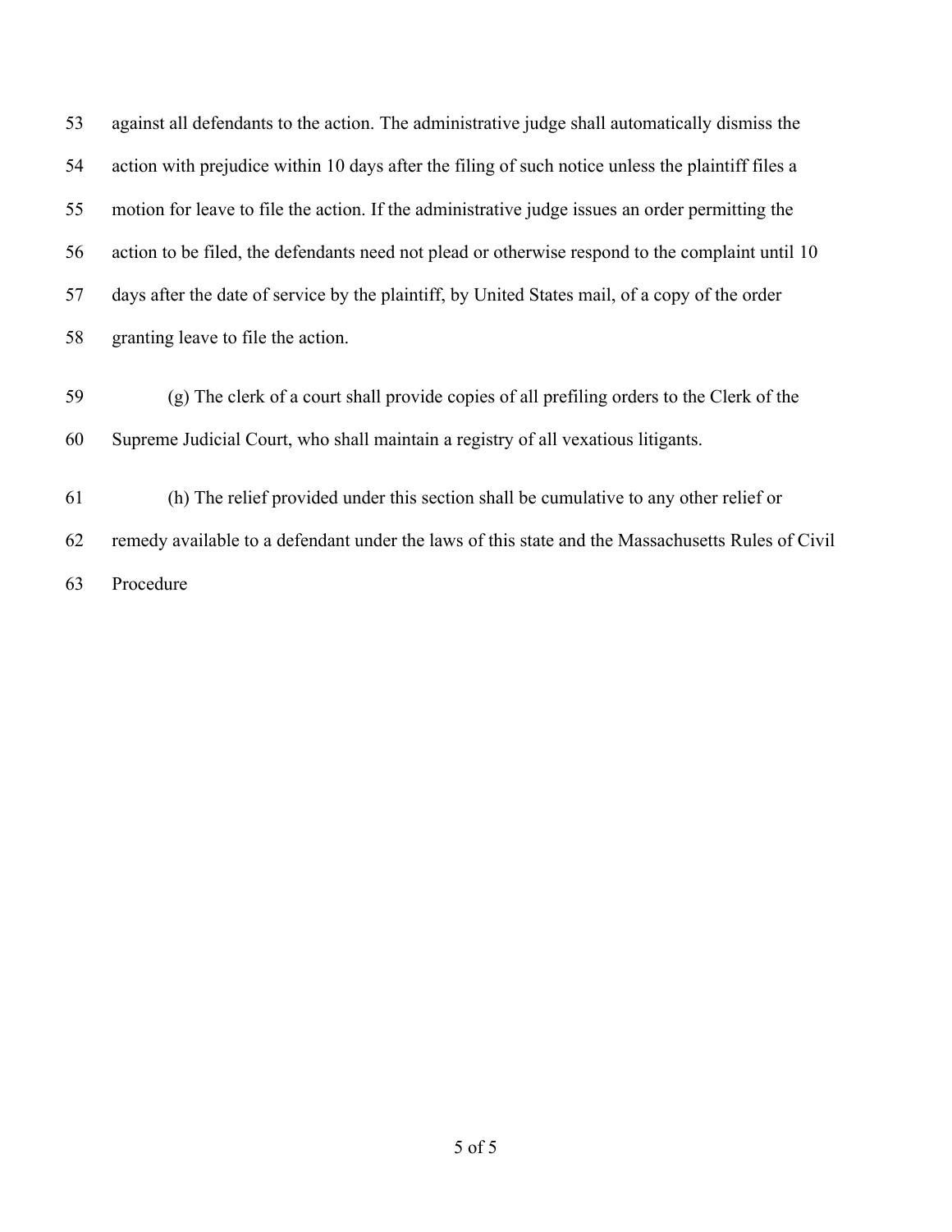against all defendants to the action. The administrative judge shall automatically dismiss the action with prejudice within 10 days after the filing of such notice unless the plaintiff files a motion for leave to file the action. If the administrative judge issues an order permitting the action to be filed, the defendants need not plead or otherwise respond to the complaint until 10 days after the date of service by the plaintiff, by United States mail, of a copy of the order granting leave to file the action.

(g) The clerk of a court shall provide copies of all prefiling orders to the Clerk of the Supreme Judicial Court, who shall maintain a registry of all vexatious litigants.

(h) The relief provided under this section shall be cumulative to any other relief or remedy available to a defendant under the laws of this state and the Massachusetts Rules of Civil Procedure